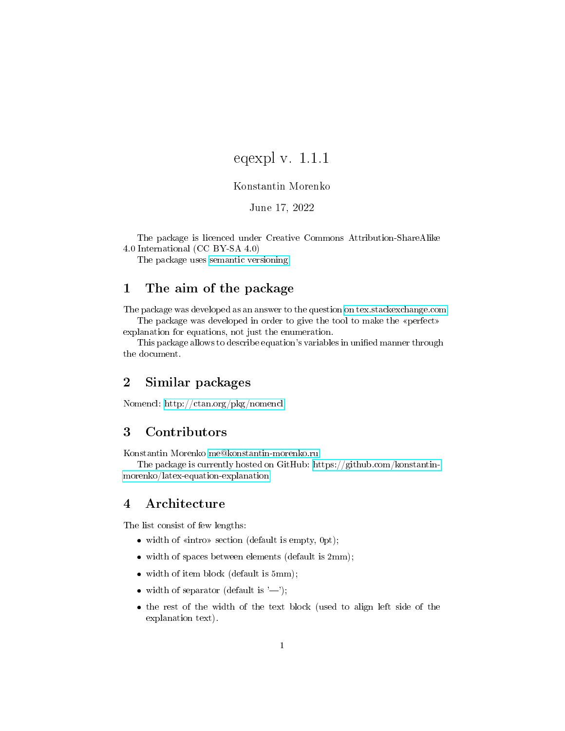# eqexpl v. 1.1.1

Konstantin Morenko

June 17, 2022

The package is licenced under Creative Commons Attribution-ShareAlike 4.0 International (CC BY-SA 4.0)

The package uses semantic versioning

## 1 The aim of the package

The package was developed as an answer to the question on tex.stackexchange.com

The package was developed in order to give the tool to make the «perfect» explanation for equations, not just the enumeration.

This package allows to describe equation's variables in unified manner through the document.

## 2 Similar packages

Nomencl: http://ctan.org/pkg/nomencl

## 3 Contributors

Konstantin Morenko me@konstantin-morenko.ru

The package is currently hosted on GitHub: https://github.com/konstantin-morenko/latex-equation-explanation

## 4 Architecture

The list consist of few lengths:

- width of «intro» section (default is empty, 0pt);
- width of spaces between elements (default is 2mm);
- width of item block (default is 5mm);
- width of separator (default is '—');
- the rest of the width of the text block (used to align left side of the explanation text).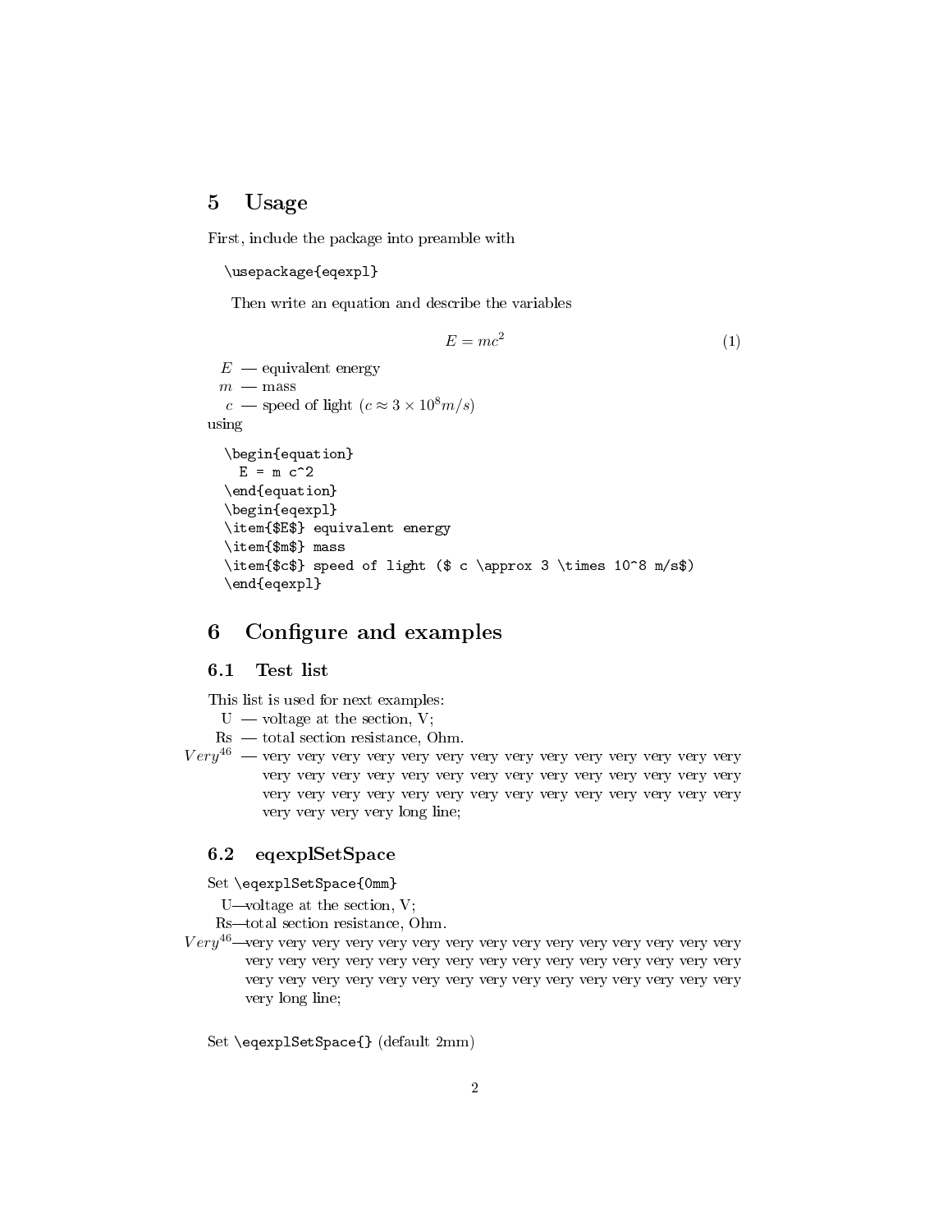## 5 Usage

First, include the package into preamble with

```
\usepackage{eqexpl}
```

Then write an equation and describe the variables

$$E = mc^2 \tag{1}$$

$E$ — equivalent energy
$m$ — mass
$c$ — speed of light ($c \approx 3 \times 10^8 m/s$)

using

```
\begin{equation}
  E = m c^2
\end{equation}
\begin{eqexpl}
\item{$E$} equivalent energy
\item{$m$} mass
\item{$c$} speed of light ($ c \approx 3 \times 10^8 m/s$)
\end{eqexpl}
```

## 6 Configure and examples

### 6.1 Test list

This list is used for next examples:

U — voltage at the section, V;
Rs — total section resistance, Ohm.
$Very^{46}$ — very very very very very very very very very very very very very very very very very very very very very very very very very very very very very very very very very very very very very very very very very very very very long line;

### 6.2 eqexplSetSpace

Set `\eqexplSetSpace{0mm}`

U—voltage at the section, V;
Rs—total section resistance, Ohm.
$Very^{46}$—very very very very very very very very very very very very very very very very very very very very very very very very very very very very very very very very very very very very very very very very very very very very long line;

Set `\eqexplSetSpace{}` (default 2mm)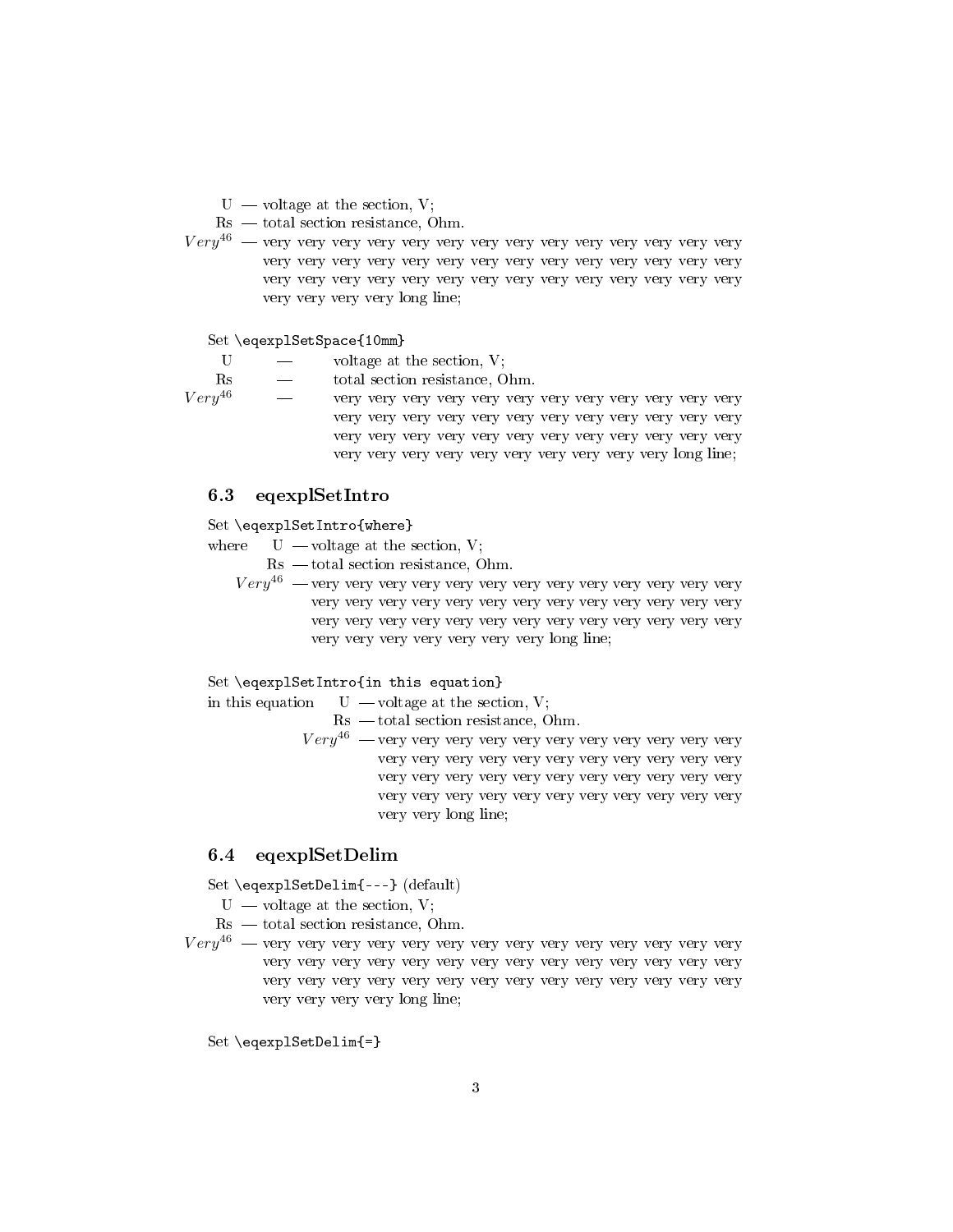U — voltage at the section, V;
Rs — total section resistance, Ohm.
$Very^{46}$ — very very very very very very very very very very very very very very very very very very very very very very very very very very very very very very very very very very very very very very very very very very very very very very long line;

Set `\eqexplSetSpace{10mm}`

U — voltage at the section, V;
Rs — total section resistance, Ohm.
$Very^{46}$ — very very very very very very very very very very very very very very very very very very very very very very very very very very very very very very very very very very very very very very very very very very very very very very long line;

### 6.3 eqexplSetIntro

Set `\eqexplSetIntro{where}`

where U — voltage at the section, V;
Rs — total section resistance, Ohm.
$Very^{46}$ — very very very very very very very very very very very very very very very very very very very very very very very very very very very very very very very very very very very very very very very very very very very very very very long line;

Set `\eqexplSetIntro{in this equation}`

in this equation U — voltage at the section, V;
Rs — total section resistance, Ohm.
$Very^{46}$ — very very very very very very very very very very very very very very very very very very very very very very very very very very very very very very very very very very very very very very very very very very very very very very long line;

### 6.4 eqexplSetDelim

Set `\eqexplSetDelim{---}` (default)

U — voltage at the section, V;
Rs — total section resistance, Ohm.
$Very^{46}$ — very very very very very very very very very very very very very very very very very very very very very very very very very very very very very very very very very very very very very very very very very very very very very very long line;

Set `\eqexplSetDelim{=}`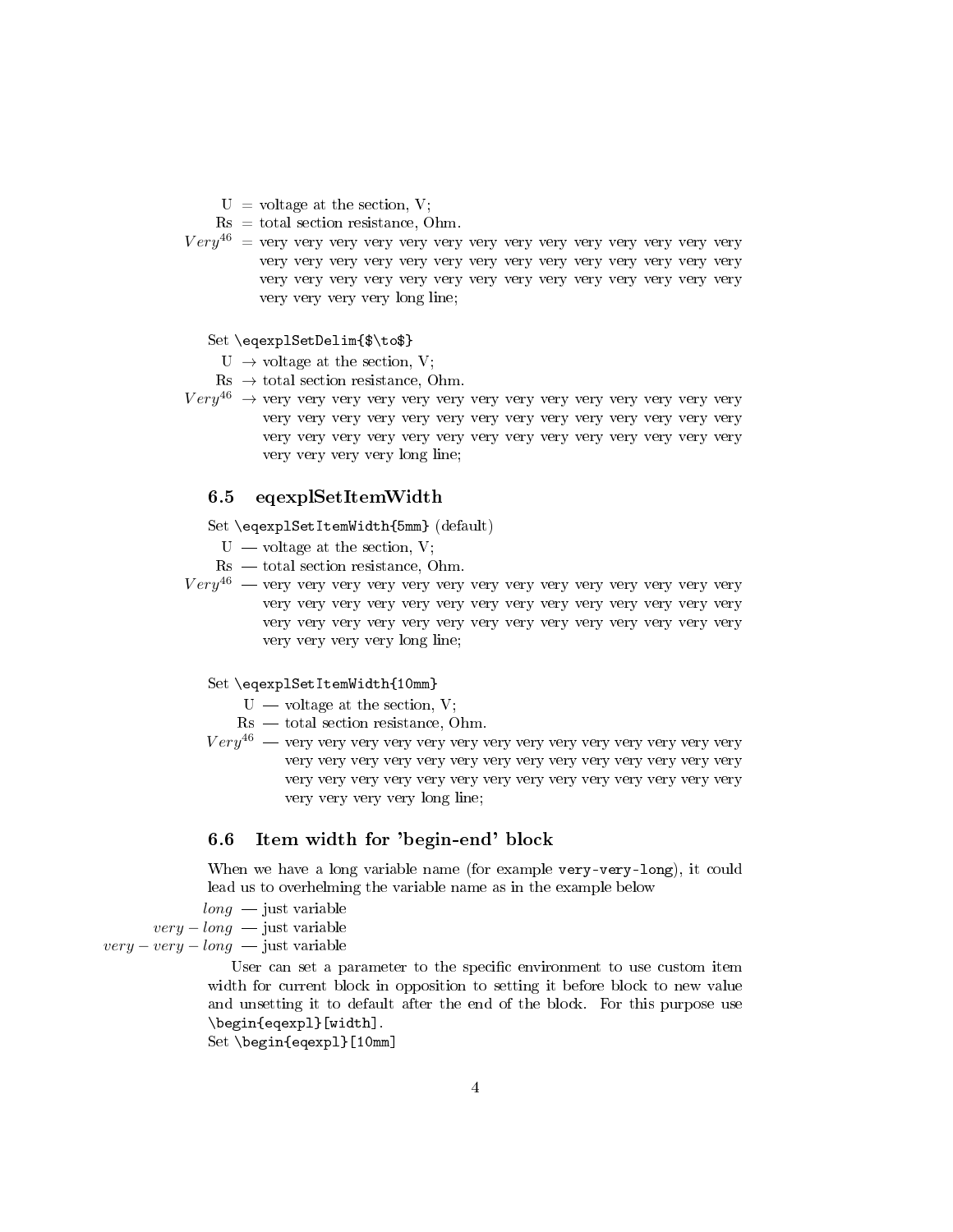U = voltage at the section, V;
Rs = total section resistance, Ohm.
$Very^{46}$ = very very very very very very very very very very very very very very very very very very very very very very very very very very very very very very very very very very very very very very very very very very very very very very long line;

Set `\eqexplSetDelim{$\to$}`

U $\to$ voltage at the section, V;
Rs $\to$ total section resistance, Ohm.
$Very^{46}$ $\to$ very very very very very very very very very very very very very very very very very very very very very very very very very very very very very very very very very very very very very very very very very very very very very very long line;

### 6.5 eqexplSetItemWidth

Set `\eqexplSetItemWidth{5mm}` (default)

U — voltage at the section, V;
Rs — total section resistance, Ohm.
$Very^{46}$ — very very very very very very very very very very very very very very very very very very very very very very very very very very very very very very very very very very very very very very very very very very very very very very long line;

Set `\eqexplSetItemWidth{10mm}`

U — voltage at the section, V;
Rs — total section resistance, Ohm.
$Very^{46}$ — very very very very very very very very very very very very very very very very very very very very very very very very very very very very very very very very very very very very very very very very very very very very very very long line;

### 6.6 Item width for 'begin-end' block

When we have a long variable name (for example `very-very-long`), it could lead us to overhelming the variable name as in the example below

$long$ — just variable
$very - long$ — just variable
$very - very - long$ — just variable

User can set a parameter to the specific environment to use custom item width for current block in opposition to setting it before block to new value and unsetting it to default after the end of the block. For this purpose use `\begin{eqexpl}[width]`.

Set `\begin{eqexpl}[10mm]`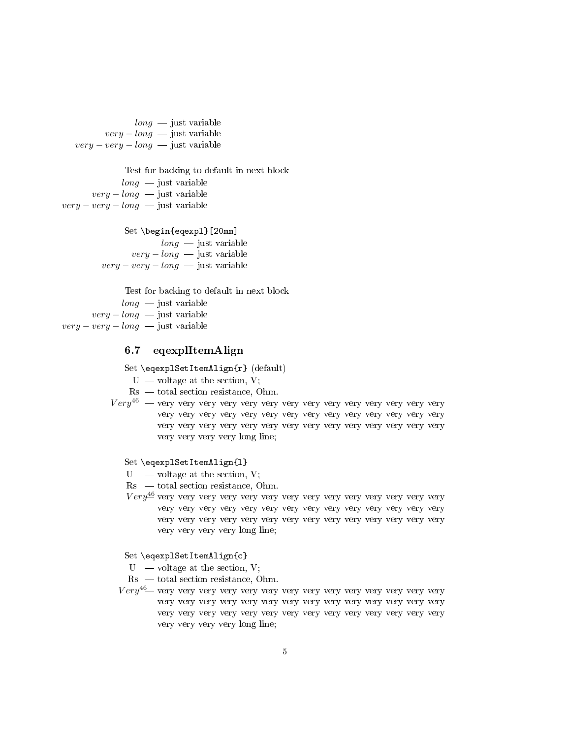$long$ — just variable
$very - long$ — just variable
$very - very - long$ — just variable

Test for backing to default in next block

$long$ — just variable
$very - long$ — just variable
$very - very - long$ — just variable

Set `\begin{eqexpl}[20mm]`

$long$ — just variable
$very - long$ — just variable
$very - very - long$ — just variable

Test for backing to default in next block

$long$ — just variable
$very - long$ — just variable
$very - very - long$ — just variable

### 6.7 eqexplItemAlign

Set `\eqexplSetItemAlign{r}` (default)

U — voltage at the section, V;
Rs — total section resistance, Ohm.
$Very^{46}$ — very very very very very very very very very very very very very very very very very very very very very very very very very very very very very very very very very very very very very very very very very very very very very very long line;

Set `\eqexplSetItemAlign{l}`

U — voltage at the section, V;
Rs — total section resistance, Ohm.
$Very^{46}$ — very very very very very very very very very very very very very very very very very very very very very very very very very very very very very very very very very very very very very very very very very very very very very very long line;

Set `\eqexplSetItemAlign{c}`

U — voltage at the section, V;
Rs — total section resistance, Ohm.
$Very^{46}$ — very very very very very very very very very very very very very very very very very very very very very very very very very very very very very very very very very very very very very very very very very very very very very very long line;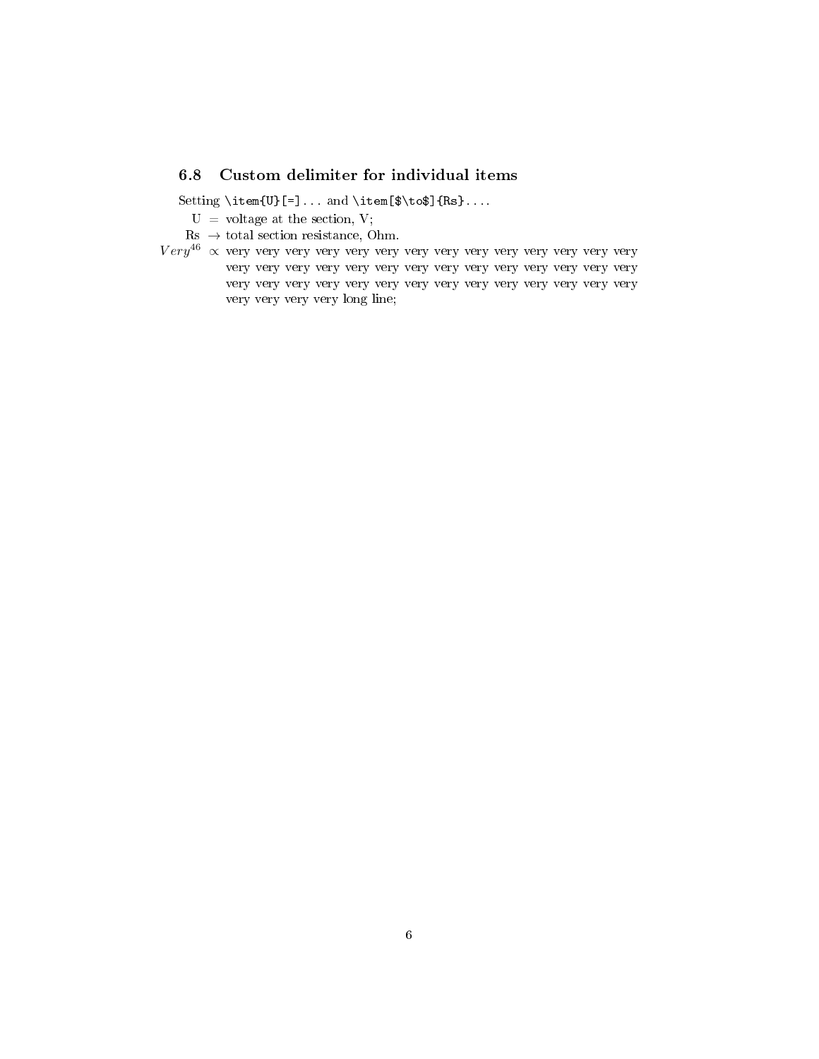### 6.8 Custom delimiter for individual items

Setting `\item{U}[=]`... and `\item[$\to$]{Rs}`....

U $=$ voltage at the section, V;

Rs $\to$ total section resistance, Ohm.

$Very^{46}$ $\propto$ very very very very very very very very very very very very very very very very very very very very very very very very very very very very very very very very very very very very very very very very very very very very very very long line;